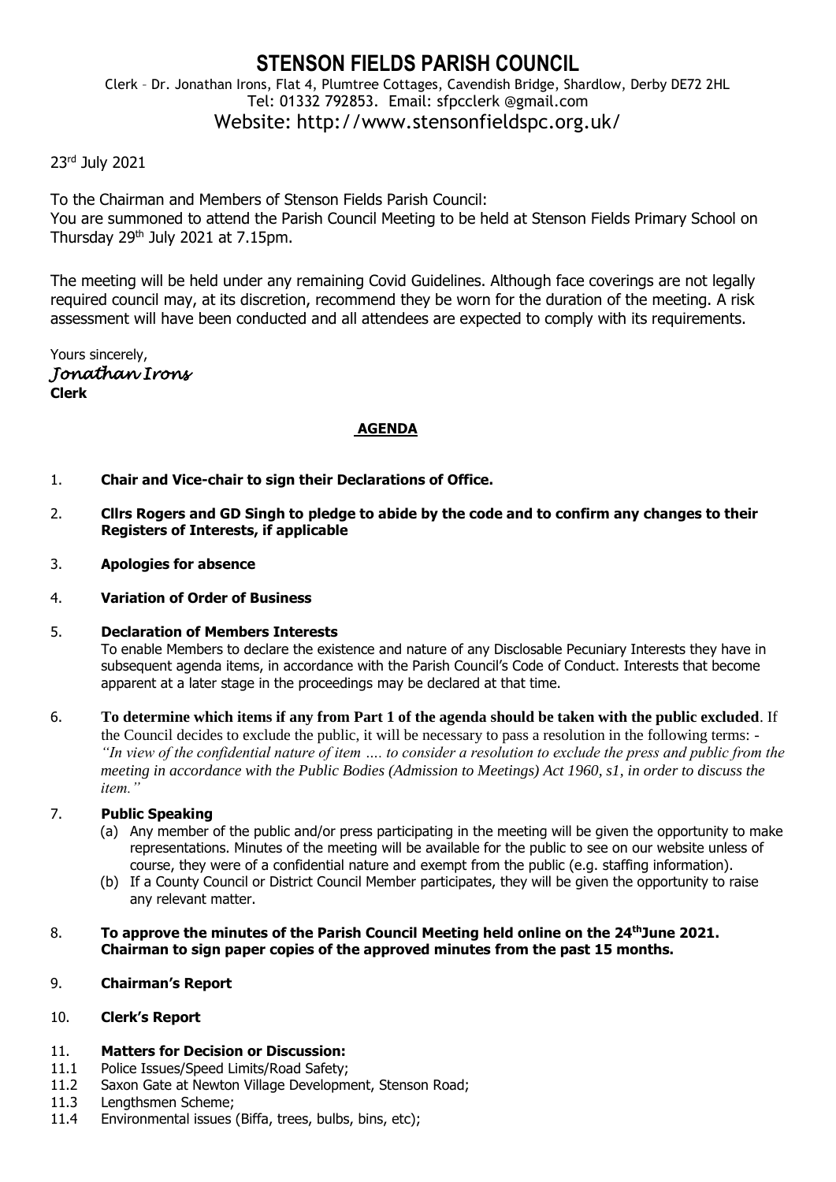# STENSON FIELDS PARISH COUNCIL

Clerk – Dr. Jonathan Irons, Flat 4, Plumtree Cottages, Cavendish Bridge, Shardlow, Derby DE72 2HL
Tel: 01332 792853. Email: sfpcclerk @gmail.com
Website: http://www.stensonfieldspc.org.uk/

23rd July 2021

To the Chairman and Members of Stenson Fields Parish Council:
You are summoned to attend the Parish Council Meeting to be held at Stenson Fields Primary School on Thursday 29th July 2021 at 7.15pm.

The meeting will be held under any remaining Covid Guidelines. Although face coverings are not legally required council may, at its discretion, recommend they be worn for the duration of the meeting. A risk assessment will have been conducted and all attendees are expected to comply with its requirements.

Yours sincerely,
*Jonathan Irons*
**Clerk**

## AGENDA

1. **Chair and Vice-chair to sign their Declarations of Office.**
2. **Cllrs Rogers and GD Singh to pledge to abide by the code and to confirm any changes to their Registers of Interests, if applicable**
3. **Apologies for absence**
4. **Variation of Order of Business**
5. **Declaration of Members Interests**
   To enable Members to declare the existence and nature of any Disclosable Pecuniary Interests they have in subsequent agenda items, in accordance with the Parish Council's Code of Conduct. Interests that become apparent at a later stage in the proceedings may be declared at that time.
6. **To determine which items if any from Part 1 of the agenda should be taken with the public excluded**. If the Council decides to exclude the public, it will be necessary to pass a resolution in the following terms: - *"In view of the confidential nature of item …. to consider a resolution to exclude the press and public from the meeting in accordance with the Public Bodies (Admission to Meetings) Act 1960, s1, in order to discuss the item."*
7. **Public Speaking**
   (a) Any member of the public and/or press participating in the meeting will be given the opportunity to make representations. Minutes of the meeting will be available for the public to see on our website unless of course, they were of a confidential nature and exempt from the public (e.g. staffing information).
   (b) If a County Council or District Council Member participates, they will be given the opportunity to raise any relevant matter.
8. **To approve the minutes of the Parish Council Meeting held online on the 24th June 2021. Chairman to sign paper copies of the approved minutes from the past 15 months.**
9. **Chairman's Report**
10. **Clerk's Report**
11. **Matters for Decision or Discussion:**

11.1 Police Issues/Speed Limits/Road Safety;
11.2 Saxon Gate at Newton Village Development, Stenson Road;
11.3 Lengthsmen Scheme;
11.4 Environmental issues (Biffa, trees, bulbs, bins, etc);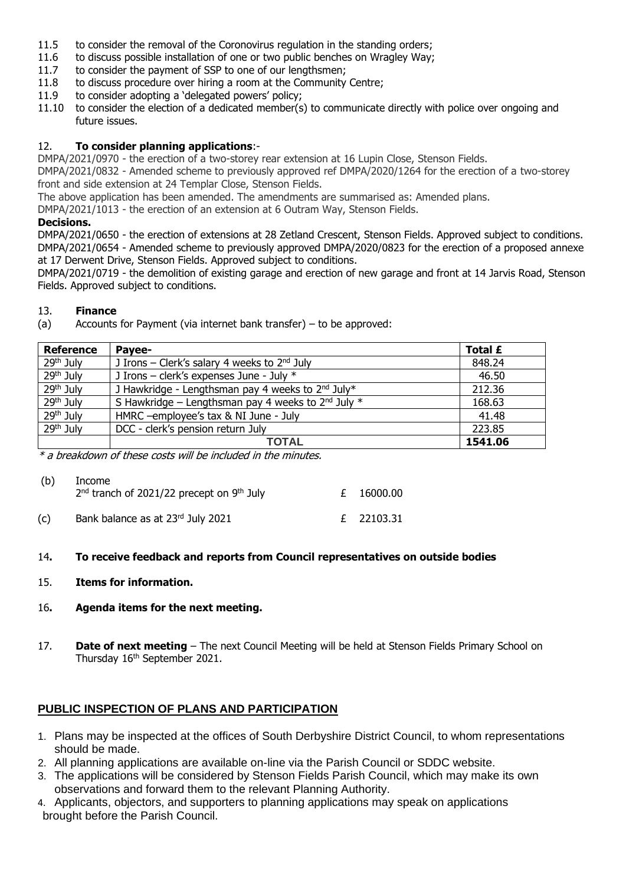11.5 to consider the removal of the Coronovirus regulation in the standing orders;
11.6 to discuss possible installation of one or two public benches on Wragley Way;
11.7 to consider the payment of SSP to one of our lengthsmen;
11.8 to discuss procedure over hiring a room at the Community Centre;
11.9 to consider adopting a 'delegated powers' policy;
11.10 to consider the election of a dedicated member(s) to communicate directly with police over ongoing and future issues.

12. **To consider planning applications**:-

DMPA/2021/0970 - the erection of a two-storey rear extension at 16 Lupin Close, Stenson Fields.

DMPA/2021/0832 - Amended scheme to previously approved ref DMPA/2020/1264 for the erection of a two-storey front and side extension at 24 Templar Close, Stenson Fields.

The above application has been amended. The amendments are summarised as: Amended plans.

DMPA/2021/1013 - the erection of an extension at 6 Outram Way, Stenson Fields.

**Decisions.**

DMPA/2021/0650 - the erection of extensions at 28 Zetland Crescent, Stenson Fields. Approved subject to conditions.

DMPA/2021/0654 - Amended scheme to previously approved DMPA/2020/0823 for the erection of a proposed annexe at 17 Derwent Drive, Stenson Fields. Approved subject to conditions.

DMPA/2021/0719 - the demolition of existing garage and erection of new garage and front at 14 Jarvis Road, Stenson Fields. Approved subject to conditions.

13. **Finance**

(a) Accounts for Payment (via internet bank transfer) – to be approved:

| Reference | Payee- | Total £ |
|---|---|---|
| 29th July | J Irons – Clerk's salary 4 weeks to 2nd July | 848.24 |
| 29th July | J Irons – clerk's expenses June - July * | 46.50 |
| 29th July | J Hawkridge - Lengthsman pay 4 weeks to 2nd July* | 212.36 |
| 29th July | S Hawkridge – Lengthsman pay 4 weeks to 2nd July * | 168.63 |
| 29th July | HMRC –employee's tax & NI June - July | 41.48 |
| 29th July | DCC - clerk's pension return July | 223.85 |
| | **TOTAL** | **1541.06** |

*\* a breakdown of these costs will be included in the minutes.*

(b) Income
2nd tranch of 2021/22 precept on 9th July £ 16000.00

(c) Bank balance as at 23rd July 2021 £ 22103.31

14**. To receive feedback and reports from Council representatives on outside bodies**

15. **Items for information.**

16**. Agenda items for the next meeting.**

17. **Date of next meeting** – The next Council Meeting will be held at Stenson Fields Primary School on Thursday 16th September 2021.

## PUBLIC INSPECTION OF PLANS AND PARTICIPATION

1. Plans may be inspected at the offices of South Derbyshire District Council, to whom representations should be made.
2. All planning applications are available on-line via the Parish Council or SDDC website.
3. The applications will be considered by Stenson Fields Parish Council, which may make its own observations and forward them to the relevant Planning Authority.
4. Applicants, objectors, and supporters to planning applications may speak on applications brought before the Parish Council.